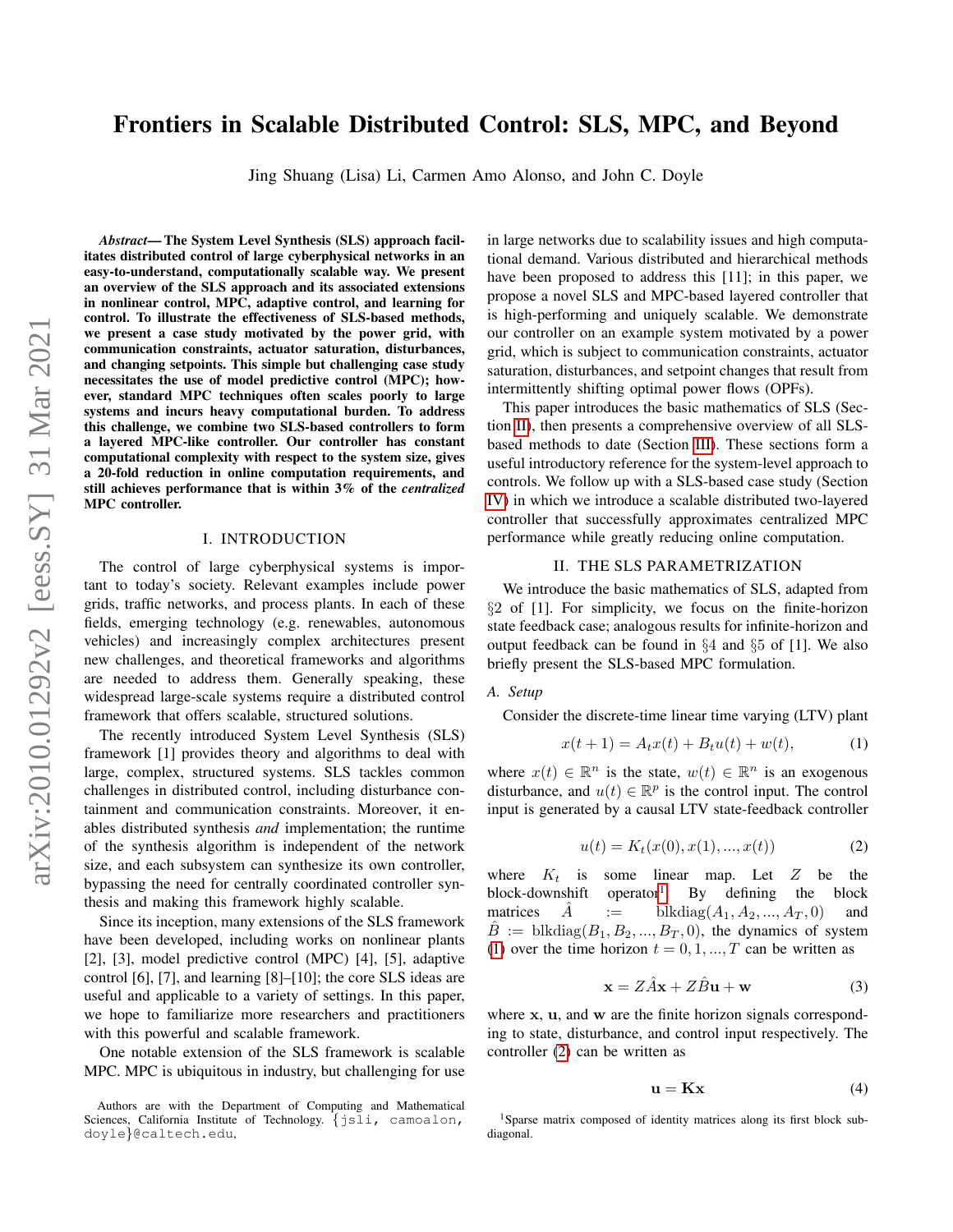# Frontiers in Scalable Distributed Control: SLS, MPC, and Beyond

Jing Shuang (Lisa) Li, Carmen Amo Alonso, and John C. Doyle

***Abstract*— The System Level Synthesis (SLS) approach facilitates distributed control of large cyberphysical networks in an easy-to-understand, computationally scalable way. We present an overview of the SLS approach and its associated extensions in nonlinear control, MPC, adaptive control, and learning for control. To illustrate the effectiveness of SLS-based methods, we present a case study motivated by the power grid, with communication constraints, actuator saturation, disturbances, and changing setpoints. This simple but challenging case study necessitates the use of model predictive control (MPC); however, standard MPC techniques often scales poorly to large systems and incurs heavy computational burden. To address this challenge, we combine two SLS-based controllers to form a layered MPC-like controller. Our controller has constant computational complexity with respect to the system size, gives a 20-fold reduction in online computation requirements, and still achieves performance that is within 3% of the *centralized* MPC controller.**

## I. INTRODUCTION

The control of large cyberphysical systems is important to today's society. Relevant examples include power grids, traffic networks, and process plants. In each of these fields, emerging technology (e.g. renewables, autonomous vehicles) and increasingly complex architectures present new challenges, and theoretical frameworks and algorithms are needed to address them. Generally speaking, these widespread large-scale systems require a distributed control framework that offers scalable, structured solutions.

The recently introduced System Level Synthesis (SLS) framework [1] provides theory and algorithms to deal with large, complex, structured systems. SLS tackles common challenges in distributed control, including disturbance containment and communication constraints. Moreover, it enables distributed synthesis *and* implementation; the runtime of the synthesis algorithm is independent of the network size, and each subsystem can synthesize its own controller, bypassing the need for centrally coordinated controller synthesis and making this framework highly scalable.

Since its inception, many extensions of the SLS framework have been developed, including works on nonlinear plants [2], [3], model predictive control (MPC) [4], [5], adaptive control [6], [7], and learning [8]–[10]; the core SLS ideas are useful and applicable to a variety of settings. In this paper, we hope to familiarize more researchers and practitioners with this powerful and scalable framework.

One notable extension of the SLS framework is scalable MPC. MPC is ubiquitous in industry, but challenging for use in large networks due to scalability issues and high computational demand. Various distributed and hierarchical methods have been proposed to address this [11]; in this paper, we propose a novel SLS and MPC-based layered controller that is high-performing and uniquely scalable. We demonstrate our controller on an example system motivated by a power grid, which is subject to communication constraints, actuator saturation, disturbances, and setpoint changes that result from intermittently shifting optimal power flows (OPFs).

This paper introduces the basic mathematics of SLS (Section II), then presents a comprehensive overview of all SLS-based methods to date (Section III). These sections form a useful introductory reference for the system-level approach to controls. We follow up with a SLS-based case study (Section IV) in which we introduce a scalable distributed two-layered controller that successfully approximates centralized MPC performance while greatly reducing online computation.

## II. THE SLS PARAMETRIZATION

We introduce the basic mathematics of SLS, adapted from §2 of [1]. For simplicity, we focus on the finite-horizon state feedback case; analogous results for infinite-horizon and output feedback can be found in §4 and §5 of [1]. We also briefly present the SLS-based MPC formulation.

### A. Setup

Consider the discrete-time linear time varying (LTV) plant

$$x(t+1) = A_t x(t) + B_t u(t) + w(t), \tag{1}$$

where $x(t) \in \mathbb{R}^n$ is the state, $w(t) \in \mathbb{R}^n$ is an exogenous disturbance, and $u(t) \in \mathbb{R}^p$ is the control input. The control input is generated by a causal LTV state-feedback controller

$$u(t) = K_t(x(0), x(1), ..., x(t)) \tag{2}$$

where $K_t$ is some linear map. Let $Z$ be the block-downshift operator[1]. By defining the block matrices $\hat{A} := \text{blkdiag}(A_1, A_2, ..., A_T, 0)$ and $\hat{B} := \text{blkdiag}(B_1, B_2, ..., B_T, 0)$, the dynamics of system (1) over the time horizon $t = 0, 1, ..., T$ can be written as

$$\mathbf{x} = Z\hat{A}\mathbf{x} + Z\hat{B}\mathbf{u} + \mathbf{w} \tag{3}$$

where $\mathbf{x}$, $\mathbf{u}$, and $\mathbf{w}$ are the finite horizon signals corresponding to state, disturbance, and control input respectively. The controller (2) can be written as

$$\mathbf{u} = \mathbf{K}\mathbf{x} \tag{4}$$

[1]Sparse matrix composed of identity matrices along its first block sub-diagonal.

Authors are with the Department of Computing and Mathematical Sciences, California Institute of Technology. {jsli, camoalon, doyle}@caltech.edu,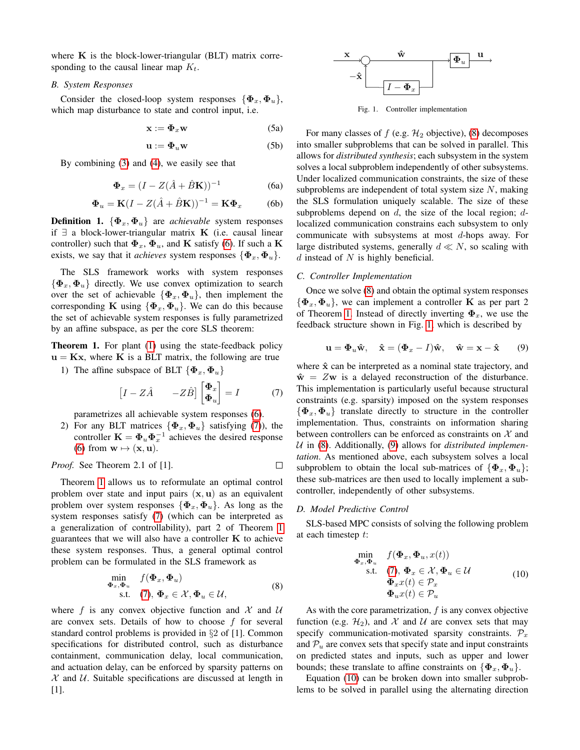where $\mathbf{K}$ is the block-lower-triangular (BLT) matrix corresponding to the causal linear map $K_t$.

### B. System Responses

Consider the closed-loop system responses $\{\mathbf{\Phi}_x, \mathbf{\Phi}_u\}$, which map disturbance to state and control input, i.e.

$$\mathbf{x} := \mathbf{\Phi}_x \mathbf{w} \tag{5a}$$

$$\mathbf{u} := \mathbf{\Phi}_u \mathbf{w} \tag{5b}$$

By combining (3) and (4), we easily see that

$$\mathbf{\Phi}_x = (I - Z(\hat{A} + \hat{B}\mathbf{K}))^{-1} \tag{6a}$$

$$\mathbf{\Phi}_u = \mathbf{K}(I - Z(\hat{A} + \hat{B}\mathbf{K}))^{-1} = \mathbf{K}\mathbf{\Phi}_x \tag{6b}$$

**Definition 1.** $\{\mathbf{\Phi}_x, \mathbf{\Phi}_u\}$ are *achievable* system responses if $\exists$ a block-lower-triangular matrix $\mathbf{K}$ (i.e. causal linear controller) such that $\mathbf{\Phi}_x$, $\mathbf{\Phi}_u$, and $\mathbf{K}$ satisfy (6). If such a $\mathbf{K}$ exists, we say that it *achieves* system responses $\{\mathbf{\Phi}_x, \mathbf{\Phi}_u\}$.

The SLS framework works with system responses $\{\mathbf{\Phi}_x, \mathbf{\Phi}_u\}$ directly. We use convex optimization to search over the set of achievable $\{\mathbf{\Phi}_x, \mathbf{\Phi}_u\}$, then implement the corresponding $\mathbf{K}$ using $\{\mathbf{\Phi}_x, \mathbf{\Phi}_u\}$. We can do this because the set of achievable system responses is fully parametrized by an affine subspace, as per the core SLS theorem:

**Theorem 1.** For plant (1) using the state-feedback policy $\mathbf{u} = \mathbf{K}\mathbf{x}$, where $\mathbf{K}$ is a BLT matrix, the following are true

1) The affine subspace of BLT $\{\mathbf{\Phi}_x, \mathbf{\Phi}_u\}$

$$\begin{bmatrix} I - Z\hat{A} & -Z\hat{B} \end{bmatrix} \begin{bmatrix} \mathbf{\Phi}_x \\ \mathbf{\Phi}_u \end{bmatrix} = I \tag{7}$$

parametrizes all achievable system responses (6).

2) For any BLT matrices $\{\mathbf{\Phi}_x, \mathbf{\Phi}_u\}$ satisfying (7), the controller $\mathbf{K} = \mathbf{\Phi}_u \mathbf{\Phi}_x^{-1}$ achieves the desired response (6) from $\mathbf{w} \mapsto (\mathbf{x}, \mathbf{u})$.

*Proof.* See Theorem 2.1 of [1]. □

Theorem 1 allows us to reformulate an optimal control problem over state and input pairs $(\mathbf{x}, \mathbf{u})$ as an equivalent problem over system responses $\{\mathbf{\Phi}_x, \mathbf{\Phi}_u\}$. As long as the system responses satisfy (7) (which can be interpreted as a generalization of controllability), part 2 of Theorem 1 guarantees that we will also have a controller $\mathbf{K}$ to achieve these system responses. Thus, a general optimal control problem can be formulated in the SLS framework as

$$\begin{aligned} \min_{\mathbf{\Phi}_x, \mathbf{\Phi}_u} \quad & f(\mathbf{\Phi}_x, \mathbf{\Phi}_u) \\ \text{s.t.} \quad & (7),\ \mathbf{\Phi}_x \in \mathcal{X}, \mathbf{\Phi}_u \in \mathcal{U}, \end{aligned} \tag{8}$$

where $f$ is any convex objective function and $\mathcal{X}$ and $\mathcal{U}$ are convex sets. Details of how to choose $f$ for several standard control problems is provided in §2 of [1]. Common specifications for distributed control, such as disturbance containment, communication delay, local communication, and actuation delay, can be enforced by sparsity patterns on $\mathcal{X}$ and $\mathcal{U}$. Suitable specifications are discussed at length in [1].

Fig. 1. Controller implementation

For many classes of $f$ (e.g. $\mathcal{H}_2$ objective), (8) decomposes into smaller subproblems that can be solved in parallel. This allows for *distributed synthesis*; each subsystem in the system solves a local subproblem independently of other subsystems. Under localized communication constraints, the size of these subproblems are independent of total system size $N$, making the SLS formulation uniquely scalable. The size of these subproblems depend on $d$, the size of the local region; $d$-localized communication constrains each subsystem to only communicate with subsystems at most $d$-hops away. For large distributed systems, generally $d \ll N$, so scaling with $d$ instead of $N$ is highly beneficial.

### C. Controller Implementation

Once we solve (8) and obtain the optimal system responses $\{\mathbf{\Phi}_x, \mathbf{\Phi}_u\}$, we can implement a controller $\mathbf{K}$ as per part 2 of Theorem 1. Instead of directly inverting $\mathbf{\Phi}_x$, we use the feedback structure shown in Fig. 1, which is described by

$$\mathbf{u} = \mathbf{\Phi}_u \hat{\mathbf{w}}, \quad \hat{\mathbf{x}} = (\mathbf{\Phi}_x - I)\hat{\mathbf{w}}, \quad \hat{\mathbf{w}} = \mathbf{x} - \hat{\mathbf{x}} \tag{9}$$

where $\hat{\mathbf{x}}$ can be interpreted as a nominal state trajectory, and $\hat{\mathbf{w}} = Z\mathbf{w}$ is a delayed reconstruction of the disturbance. This implementation is particularly useful because structural constraints (e.g. sparsity) imposed on the system responses $\{\mathbf{\Phi}_x, \mathbf{\Phi}_u\}$ translate directly to structure in the controller implementation. Thus, constraints on information sharing between controllers can be enforced as constraints on $\mathcal{X}$ and $\mathcal{U}$ in (8). Additionally, (9) allows for *distributed implementation*. As mentioned above, each subsystem solves a local subproblem to obtain the local sub-matrices of $\{\mathbf{\Phi}_x, \mathbf{\Phi}_u\}$; these sub-matrices are then used to locally implement a sub-controller, independently of other subsystems.

### D. Model Predictive Control

SLS-based MPC consists of solving the following problem at each timestep $t$:

$$\begin{aligned} \min_{\mathbf{\Phi}_x, \mathbf{\Phi}_u} \quad & f(\mathbf{\Phi}_x, \mathbf{\Phi}_u, x(t)) \\ \text{s.t.} \quad & (7),\ \mathbf{\Phi}_x \in \mathcal{X}, \mathbf{\Phi}_u \in \mathcal{U} \\ & \mathbf{\Phi}_x x(t) \in \mathcal{P}_x \\ & \mathbf{\Phi}_u x(t) \in \mathcal{P}_u \end{aligned} \tag{10}$$

As with the core parametrization, $f$ is any convex objective function (e.g. $\mathcal{H}_2$), and $\mathcal{X}$ and $\mathcal{U}$ are convex sets that may specify communication-motivated sparsity constraints. $\mathcal{P}_x$ and $\mathcal{P}_u$ are convex sets that specify state and input constraints on predicted states and inputs, such as upper and lower bounds; these translate to affine constraints on $\{\mathbf{\Phi}_x, \mathbf{\Phi}_u\}$.

Equation (10) can be broken down into smaller subproblems to be solved in parallel using the alternating direction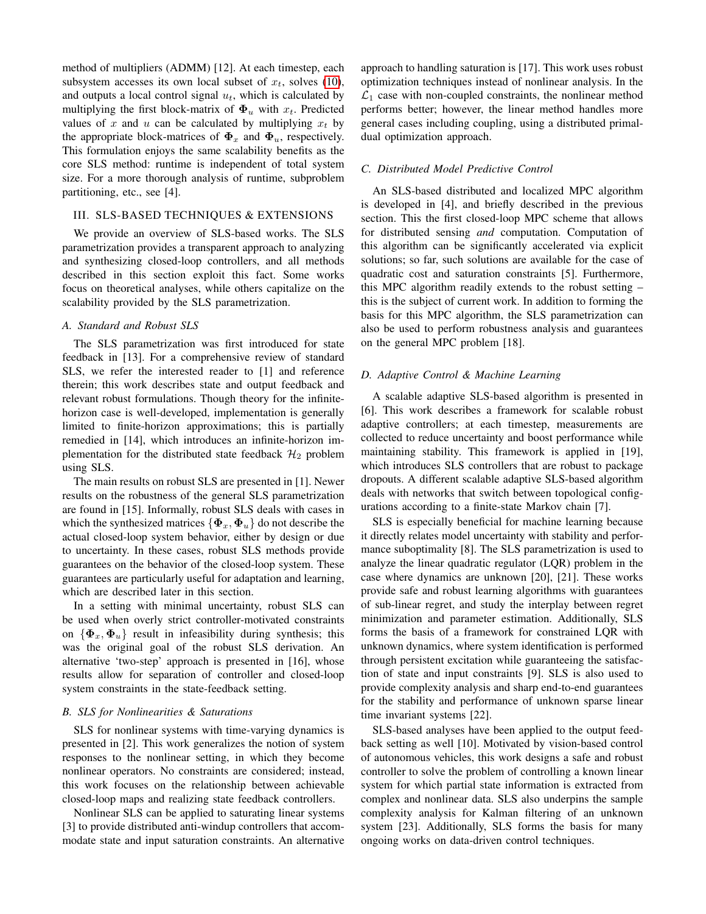method of multipliers (ADMM) [12]. At each timestep, each subsystem accesses its own local subset of $x_t$, solves (10), and outputs a local control signal $u_t$, which is calculated by multiplying the first block-matrix of $\mathbf{\Phi}_u$ with $x_t$. Predicted values of $x$ and $u$ can be calculated by multiplying $x_t$ by the appropriate block-matrices of $\mathbf{\Phi}_x$ and $\mathbf{\Phi}_u$, respectively. This formulation enjoys the same scalability benefits as the core SLS method: runtime is independent of total system size. For a more thorough analysis of runtime, subproblem partitioning, etc., see [4].

## III. SLS-BASED TECHNIQUES & EXTENSIONS

We provide an overview of SLS-based works. The SLS parametrization provides a transparent approach to analyzing and synthesizing closed-loop controllers, and all methods described in this section exploit this fact. Some works focus on theoretical analyses, while others capitalize on the scalability provided by the SLS parametrization.

### A. Standard and Robust SLS

The SLS parametrization was first introduced for state feedback in [13]. For a comprehensive review of standard SLS, we refer the interested reader to [1] and reference therein; this work describes state and output feedback and relevant robust formulations. Though theory for the infinite-horizon case is well-developed, implementation is generally limited to finite-horizon approximations; this is partially remedied in [14], which introduces an infinite-horizon implementation for the distributed state feedback $\mathcal{H}_2$ problem using SLS.

The main results on robust SLS are presented in [1]. Newer results on the robustness of the general SLS parametrization are found in [15]. Informally, robust SLS deals with cases in which the synthesized matrices $\{\mathbf{\Phi}_x, \mathbf{\Phi}_u\}$ do not describe the actual closed-loop system behavior, either by design or due to uncertainty. In these cases, robust SLS methods provide guarantees on the behavior of the closed-loop system. These guarantees are particularly useful for adaptation and learning, which are described later in this section.

In a setting with minimal uncertainty, robust SLS can be used when overly strict controller-motivated constraints on $\{\mathbf{\Phi}_x, \mathbf{\Phi}_u\}$ result in infeasibility during synthesis; this was the original goal of the robust SLS derivation. An alternative 'two-step' approach is presented in [16], whose results allow for separation of controller and closed-loop system constraints in the state-feedback setting.

### B. SLS for Nonlinearities & Saturations

SLS for nonlinear systems with time-varying dynamics is presented in [2]. This work generalizes the notion of system responses to the nonlinear setting, in which they become nonlinear operators. No constraints are considered; instead, this work focuses on the relationship between achievable closed-loop maps and realizing state feedback controllers.

Nonlinear SLS can be applied to saturating linear systems [3] to provide distributed anti-windup controllers that accommodate state and input saturation constraints. An alternative approach to handling saturation is [17]. This work uses robust optimization techniques instead of nonlinear analysis. In the $\mathcal{L}_1$ case with non-coupled constraints, the nonlinear method performs better; however, the linear method handles more general cases including coupling, using a distributed primal-dual optimization approach.

### C. Distributed Model Predictive Control

An SLS-based distributed and localized MPC algorithm is developed in [4], and briefly described in the previous section. This the first closed-loop MPC scheme that allows for distributed sensing *and* computation. Computation of this algorithm can be significantly accelerated via explicit solutions; so far, such solutions are available for the case of quadratic cost and saturation constraints [5]. Furthermore, this MPC algorithm readily extends to the robust setting – this is the subject of current work. In addition to forming the basis for this MPC algorithm, the SLS parametrization can also be used to perform robustness analysis and guarantees on the general MPC problem [18].

### D. Adaptive Control & Machine Learning

A scalable adaptive SLS-based algorithm is presented in [6]. This work describes a framework for scalable robust adaptive controllers; at each timestep, measurements are collected to reduce uncertainty and boost performance while maintaining stability. This framework is applied in [19], which introduces SLS controllers that are robust to package dropouts. A different scalable adaptive SLS-based algorithm deals with networks that switch between topological configurations according to a finite-state Markov chain [7].

SLS is especially beneficial for machine learning because it directly relates model uncertainty with stability and performance suboptimality [8]. The SLS parametrization is used to analyze the linear quadratic regulator (LQR) problem in the case where dynamics are unknown [20], [21]. These works provide safe and robust learning algorithms with guarantees of sub-linear regret, and study the interplay between regret minimization and parameter estimation. Additionally, SLS forms the basis of a framework for constrained LQR with unknown dynamics, where system identification is performed through persistent excitation while guaranteeing the satisfaction of state and input constraints [9]. SLS is also used to provide complexity analysis and sharp end-to-end guarantees for the stability and performance of unknown sparse linear time invariant systems [22].

SLS-based analyses have been applied to the output feedback setting as well [10]. Motivated by vision-based control of autonomous vehicles, this work designs a safe and robust controller to solve the problem of controlling a known linear system for which partial state information is extracted from complex and nonlinear data. SLS also underpins the sample complexity analysis for Kalman filtering of an unknown system [23]. Additionally, SLS forms the basis for many ongoing works on data-driven control techniques.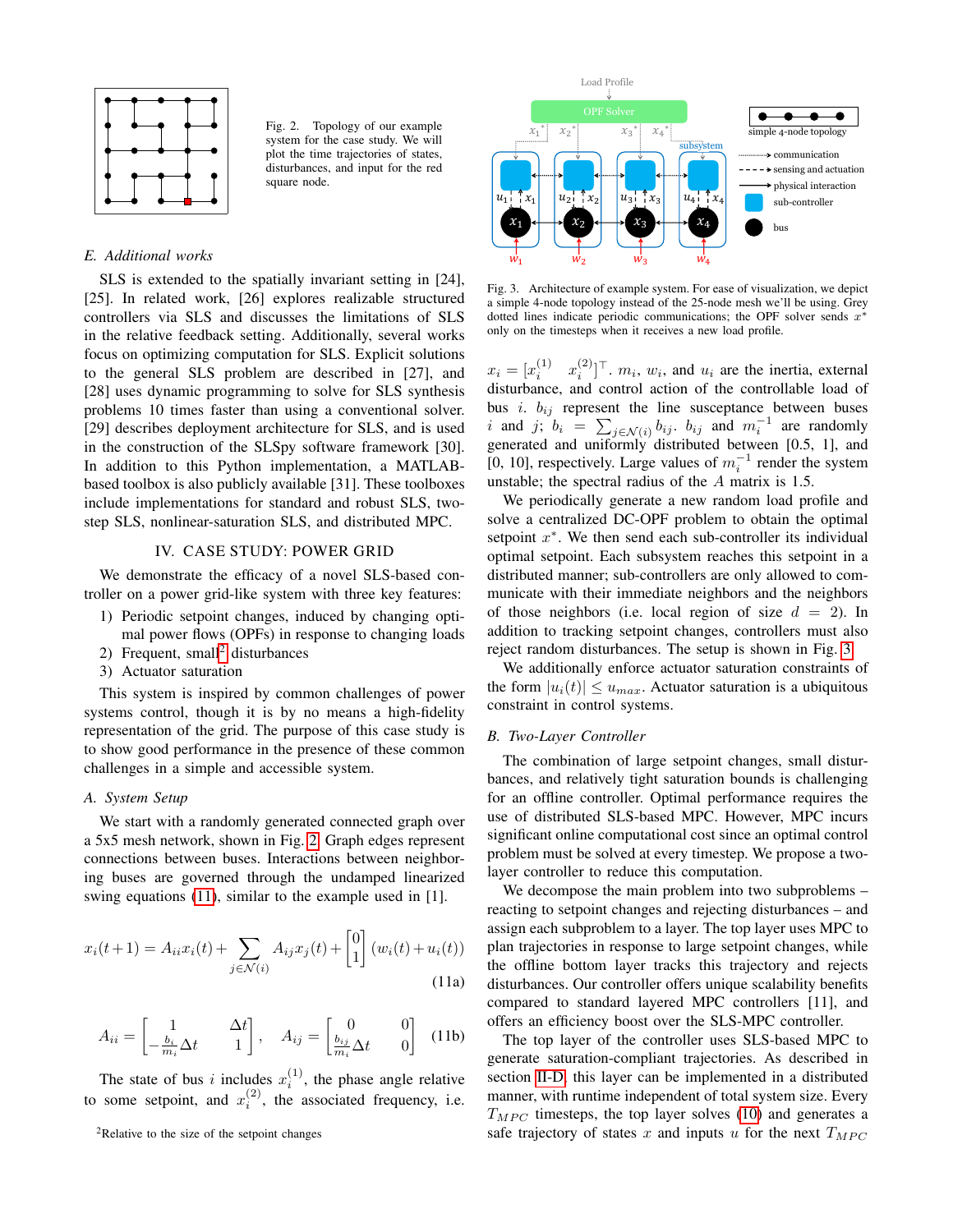Fig. 2. Topology of our example system for the case study. We will plot the time trajectories of states, disturbances, and input for the red square node.

### E. Additional works

SLS is extended to the spatially invariant setting in [24], [25]. In related work, [26] explores realizable structured controllers via SLS and discusses the limitations of SLS in the relative feedback setting. Additionally, several works focus on optimizing computation for SLS. Explicit solutions to the general SLS problem are described in [27], and [28] uses dynamic programming to solve for SLS synthesis problems 10 times faster than using a conventional solver. [29] describes deployment architecture for SLS, and is used in the construction of the SLSpy software framework [30]. In addition to this Python implementation, a MATLAB-based toolbox is also publicly available [31]. These toolboxes include implementations for standard and robust SLS, two-step SLS, nonlinear-saturation SLS, and distributed MPC.

## IV. Case Study: Power Grid

We demonstrate the efficacy of a novel SLS-based controller on a power grid-like system with three key features:

1) Periodic setpoint changes, induced by changing optimal power flows (OPFs) in response to changing loads
2) Frequent, small[2] disturbances
3) Actuator saturation

This system is inspired by common challenges of power systems control, though it is by no means a high-fidelity representation of the grid. The purpose of this case study is to show good performance in the presence of these common challenges in a simple and accessible system.

### A. System Setup

We start with a randomly generated connected graph over a 5x5 mesh network, shown in Fig. 2. Graph edges represent connections between buses. Interactions between neighboring buses are governed through the undamped linearized swing equations (11), similar to the example used in [1].

$$x_i(t+1) = A_{ii}x_i(t) + \sum_{j\in\mathcal{N}(i)} A_{ij}x_j(t) + \begin{bmatrix}0\\1\end{bmatrix}(w_i(t)+u_i(t)) \tag{11a}$$

$$A_{ii} = \begin{bmatrix}1 & \Delta t\\ -\frac{b_i}{m_i}\Delta t & 1\end{bmatrix}, \quad A_{ij} = \begin{bmatrix}0 & 0\\ \frac{b_{ij}}{m_i}\Delta t & 0\end{bmatrix} \tag{11b}$$

The state of bus $i$ includes $x_i^{(1)}$, the phase angle relative to some setpoint, and $x_i^{(2)}$, the associated frequency, i.e. $x_i = [x_i^{(1)} \quad x_i^{(2)}]^\top$. $m_i$, $w_i$, and $u_i$ are the inertia, external disturbance, and control action of the controllable load of bus $i$. $b_{ij}$ represent the line susceptance between buses $i$ and $j$; $b_i = \sum_{j\in\mathcal{N}(i)} b_{ij}$. $b_{ij}$ and $m_i^{-1}$ are randomly generated and uniformly distributed between [0.5, 1], and [0, 10], respectively. Large values of $m_i^{-1}$ render the system unstable; the spectral radius of the $A$ matrix is 1.5.

We periodically generate a new random load profile and solve a centralized DC-OPF problem to obtain the optimal setpoint $x^*$. We then send each sub-controller its individual optimal setpoint. Each subsystem reaches this setpoint in a distributed manner; sub-controllers are only allowed to communicate with their immediate neighbors and the neighbors of those neighbors (i.e. local region of size $d = 2$). In addition to tracking setpoint changes, controllers must also reject random disturbances. The setup is shown in Fig. 3.

Fig. 3. Architecture of example system. For ease of visualization, we depict a simple 4-node topology instead of the 25-node mesh we'll be using. Grey dotted lines indicate periodic communications; the OPF solver sends $x^*$ only on the timesteps when it receives a new load profile.

We additionally enforce actuator saturation constraints of the form $|u_i(t)| \leq u_{max}$. Actuator saturation is a ubiquitous constraint in control systems.

### B. Two-Layer Controller

The combination of large setpoint changes, small disturbances, and relatively tight saturation bounds is challenging for an offline controller. Optimal performance requires the use of distributed SLS-based MPC. However, MPC incurs significant online computational cost since an optimal control problem must be solved at every timestep. We propose a two-layer controller to reduce this computation.

We decompose the main problem into two subproblems – reacting to setpoint changes and rejecting disturbances – and assign each subproblem to a layer. The top layer uses MPC to plan trajectories in response to large setpoint changes, while the offline bottom layer tracks this trajectory and rejects disturbances. Our controller offers unique scalability benefits compared to standard layered MPC controllers [11], and offers an efficiency boost over the SLS-MPC controller.

The top layer of the controller uses SLS-based MPC to generate saturation-compliant trajectories. As described in section II-D, this layer can be implemented in a distributed manner, with runtime independent of total system size. Every $T_{MPC}$ timesteps, the top layer solves (10) and generates a safe trajectory of states $x$ and inputs $u$ for the next $T_{MPC}$

[2] Relative to the size of the setpoint changes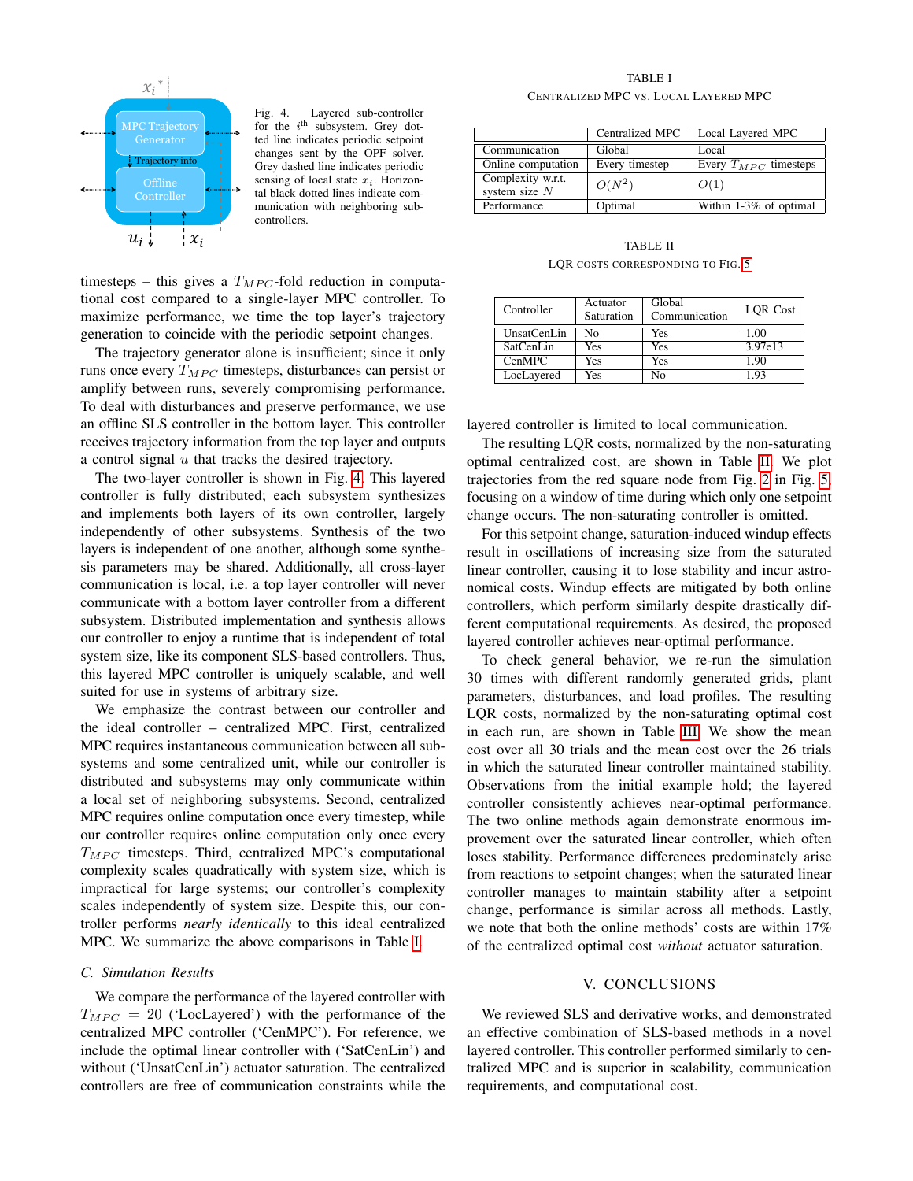Fig. 4. Layered sub-controller for the $i^{\text{th}}$ subsystem. Grey dotted line indicates periodic setpoint changes sent by the OPF solver. Grey dashed line indicates periodic sensing of local state $x_i$. Horizontal black dotted lines indicate communication with neighboring sub-controllers.

timesteps – this gives a $T_{MPC}$-fold reduction in computational cost compared to a single-layer MPC controller. To maximize performance, we time the top layer's trajectory generation to coincide with the periodic setpoint changes.

The trajectory generator alone is insufficient; since it only runs once every $T_{MPC}$ timesteps, disturbances can persist or amplify between runs, severely compromising performance. To deal with disturbances and preserve performance, we use an offline SLS controller in the bottom layer. This controller receives trajectory information from the top layer and outputs a control signal $u$ that tracks the desired trajectory.

The two-layer controller is shown in Fig. 4. This layered controller is fully distributed; each subsystem synthesizes and implements both layers of its own controller, largely independently of other subsystems. Synthesis of the two layers is independent of one another, although some synthesis parameters may be shared. Additionally, all cross-layer communication is local, i.e. a top layer controller will never communicate with a bottom layer controller from a different subsystem. Distributed implementation and synthesis allows our controller to enjoy a runtime that is independent of total system size, like its component SLS-based controllers. Thus, this layered MPC controller is uniquely scalable, and well suited for use in systems of arbitrary size.

We emphasize the contrast between our controller and the ideal controller – centralized MPC. First, centralized MPC requires instantaneous communication between all subsystems and some centralized unit, while our controller is distributed and subsystems may only communicate within a local set of neighboring subsystems. Second, centralized MPC requires online computation once every timestep, while our controller requires online computation only once every $T_{MPC}$ timesteps. Third, centralized MPC's computational complexity scales quadratically with system size, which is impractical for large systems; our controller's complexity scales independently of system size. Despite this, our controller performs *nearly identically* to this ideal centralized MPC. We summarize the above comparisons in Table I.

### C. Simulation Results

We compare the performance of the layered controller with $T_{MPC} = 20$ ('LocLayered') with the performance of the centralized MPC controller ('CenMPC'). For reference, we include the optimal linear controller with ('SatCenLin') and without ('UnsatCenLin') actuator saturation. The centralized controllers are free of communication constraints while the layered controller is limited to local communication.

The resulting LQR costs, normalized by the non-saturating optimal centralized cost, are shown in Table II. We plot trajectories from the red square node from Fig. 2 in Fig. 5, focusing on a window of time during which only one setpoint change occurs. The non-saturating controller is omitted.

For this setpoint change, saturation-induced windup effects result in oscillations of increasing size from the saturated linear controller, causing it to lose stability and incur astronomical costs. Windup effects are mitigated by both online controllers, which perform similarly despite drastically different computational requirements. As desired, the proposed layered controller achieves near-optimal performance.

To check general behavior, we re-run the simulation 30 times with different randomly generated grids, plant parameters, disturbances, and load profiles. The resulting LQR costs, normalized by the non-saturating optimal cost in each run, are shown in Table III. We show the mean cost over all 30 trials and the mean cost over the 26 trials in which the saturated linear controller maintained stability. Observations from the initial example hold; the layered controller consistently achieves near-optimal performance. The two online methods again demonstrate enormous improvement over the saturated linear controller, which often loses stability. Performance differences predominately arise from reactions to setpoint changes; when the saturated linear controller manages to maintain stability after a setpoint change, performance is similar across all methods. Lastly, we note that both the online methods' costs are within 17% of the centralized optimal cost *without* actuator saturation.

TABLE I
CENTRALIZED MPC VS. LOCAL LAYERED MPC

| | Centralized MPC | Local Layered MPC |
|---|---|---|
| Communication | Global | Local |
| Online computation | Every timestep | Every $T_{MPC}$ timesteps |
| Complexity w.r.t. system size $N$ | $O(N^2)$ | $O(1)$ |
| Performance | Optimal | Within 1-3% of optimal |

TABLE II
LQR COSTS CORRESPONDING TO FIG. 5

| Controller | Actuator Saturation | Global Communication | LQR Cost |
|---|---|---|---|
| UnsatCenLin | No | Yes | 1.00 |
| SatCenLin | Yes | Yes | 3.97e13 |
| CenMPC | Yes | Yes | 1.90 |
| LocLayered | Yes | No | 1.93 |

## V. CONCLUSIONS

We reviewed SLS and derivative works, and demonstrated an effective combination of SLS-based methods in a novel layered controller. This controller performed similarly to centralized MPC and is superior in scalability, communication requirements, and computational cost.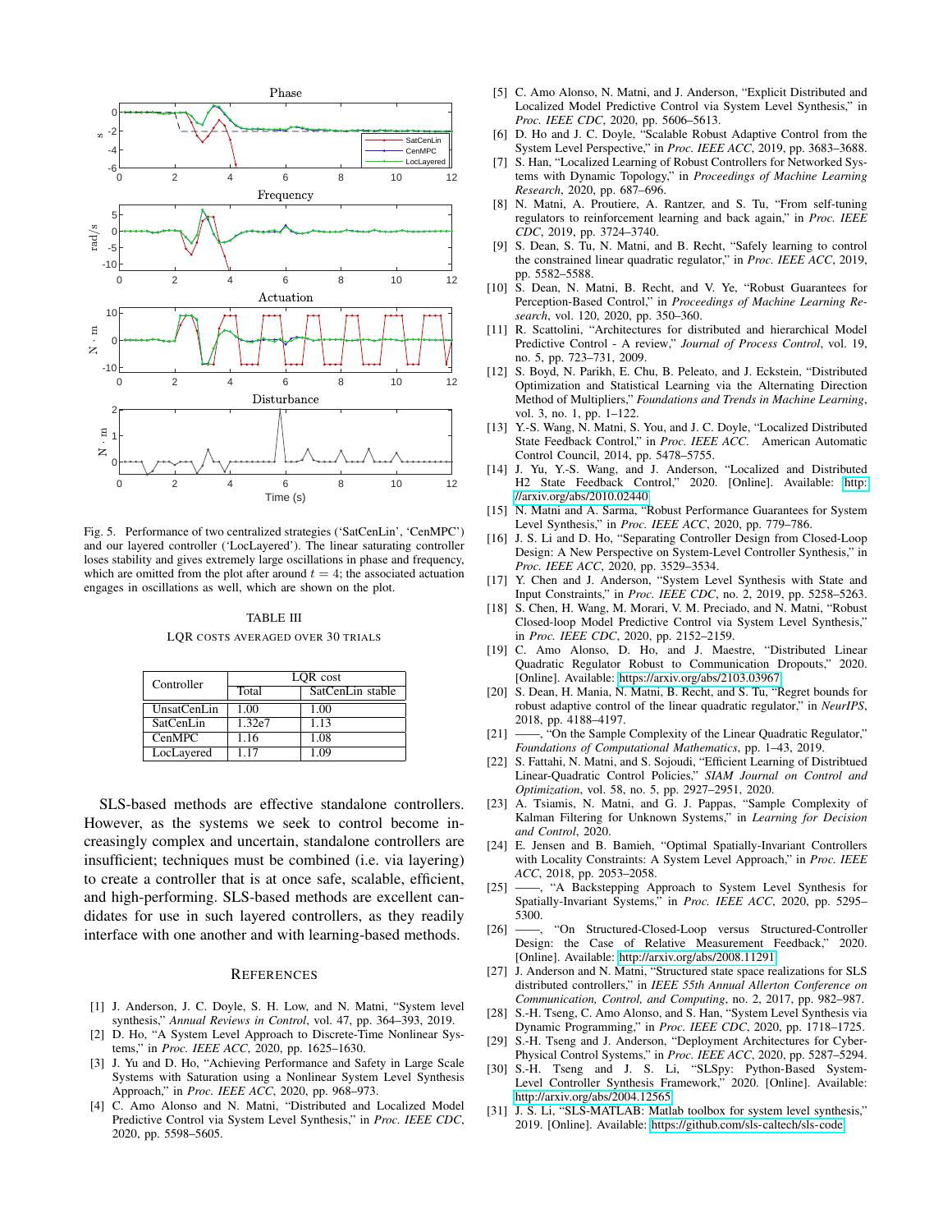Phase

s

0
-2
-4
-6

SatCenLin
CenMPC
LocLayered

Frequency

rad/s

5
0
-5
-10

Actuation

N · m

10
0
-10

Disturbance

N · m

2
1
0

0 2 4 6 8 10 12

Time (s)

Fig. 5. Performance of two centralized strategies ('SatCenLin', 'CenMPC') and our layered controller ('LocLayered'). The linear saturating controller loses stability and gives extremely large oscillations in phase and frequency, which are omitted from the plot after around $t = 4$; the associated actuation engages in oscillations as well, which are shown on the plot.

TABLE III
LQR COSTS AVERAGED OVER 30 TRIALS

| Controller | LQR cost | |
|---|---|---|
| | Total | SatCenLin stable |
| UnsatCenLin | 1.00 | 1.00 |
| SatCenLin | 1.32e7 | 1.13 |
| CenMPC | 1.16 | 1.08 |
| LocLayered | 1.17 | 1.09 |

SLS-based methods are effective standalone controllers. However, as the systems we seek to control become increasingly complex and uncertain, standalone controllers are insufficient; techniques must be combined (i.e. via layering) to create a controller that is at once safe, scalable, efficient, and high-performing. SLS-based methods are excellent candidates for use in such layered controllers, as they readily interface with one another and with learning-based methods.

## REFERENCES

[1] J. Anderson, J. C. Doyle, S. H. Low, and N. Matni, "System level synthesis," *Annual Reviews in Control*, vol. 47, pp. 364–393, 2019.

[2] D. Ho, "A System Level Approach to Discrete-Time Nonlinear Systems," in *Proc. IEEE ACC*, 2020, pp. 1625–1630.

[3] J. Yu and D. Ho, "Achieving Performance and Safety in Large Scale Systems with Saturation using a Nonlinear System Level Synthesis Approach," in *Proc. IEEE ACC*, 2020, pp. 968–973.

[4] C. Amo Alonso and N. Matni, "Distributed and Localized Model Predictive Control via System Level Synthesis," in *Proc. IEEE CDC*, 2020, pp. 5598–5605.

[5] C. Amo Alonso, N. Matni, and J. Anderson, "Explicit Distributed and Localized Model Predictive Control via System Level Synthesis," in *Proc. IEEE CDC*, 2020, pp. 5606–5613.

[6] D. Ho and J. C. Doyle, "Scalable Robust Adaptive Control from the System Level Perspective," in *Proc. IEEE ACC*, 2019, pp. 3683–3688.

[7] S. Han, "Localized Learning of Robust Controllers for Networked Systems with Dynamic Topology," in *Proceedings of Machine Learning Research*, 2020, pp. 687–696.

[8] N. Matni, A. Proutiere, A. Rantzer, and S. Tu, "From self-tuning regulators to reinforcement learning and back again," in *Proc. IEEE CDC*, 2019, pp. 3724–3740.

[9] S. Dean, S. Tu, N. Matni, and B. Recht, "Safely learning to control the constrained linear quadratic regulator," in *Proc. IEEE ACC*, 2019, pp. 5582–5588.

[10] S. Dean, N. Matni, B. Recht, and V. Ye, "Robust Guarantees for Perception-Based Control," in *Proceedings of Machine Learning Research*, vol. 120, 2020, pp. 350–360.

[11] R. Scattolini, "Architectures for distributed and hierarchical Model Predictive Control - A review," *Journal of Process Control*, vol. 19, no. 5, pp. 723–731, 2009.

[12] S. Boyd, N. Parikh, E. Chu, B. Peleato, and J. Eckstein, "Distributed Optimization and Statistical Learning via the Alternating Direction Method of Multipliers," *Foundations and Trends in Machine Learning*, vol. 3, no. 1, pp. 1–122.

[13] Y.-S. Wang, N. Matni, S. You, and J. C. Doyle, "Localized Distributed State Feedback Control," in *Proc. IEEE ACC*. American Automatic Control Council, 2014, pp. 5478–5755.

[14] J. Yu, Y.-S. Wang, and J. Anderson, "Localized and Distributed H2 State Feedback Control," 2020. [Online]. Available: http://arxiv.org/abs/2010.02440

[15] N. Matni and A. Sarma, "Robust Performance Guarantees for System Level Synthesis," in *Proc. IEEE ACC*, 2020, pp. 779–786.

[16] J. S. Li and D. Ho, "Separating Controller Design from Closed-Loop Design: A New Perspective on System-Level Controller Synthesis," in *Proc. IEEE ACC*, 2020, pp. 3529–3534.

[17] Y. Chen and J. Anderson, "System Level Synthesis with State and Input Constraints," in *Proc. IEEE CDC*, no. 2, 2019, pp. 5258–5263.

[18] S. Chen, H. Wang, M. Morari, V. M. Preciado, and N. Matni, "Robust Closed-loop Model Predictive Control via System Level Synthesis," in *Proc. IEEE CDC*, 2020, pp. 2152–2159.

[19] C. Amo Alonso, D. Ho, and J. Maestre, "Distributed Linear Quadratic Regulator Robust to Communication Dropouts," 2020. [Online]. Available: https://arxiv.org/abs/2103.03967

[20] S. Dean, H. Mania, N. Matni, B. Recht, and S. Tu, "Regret bounds for robust adaptive control of the linear quadratic regulator," in *NeurIPS*, 2018, pp. 4188–4197.

[21] ——, "On the Sample Complexity of the Linear Quadratic Regulator," *Foundations of Computational Mathematics*, pp. 1–43, 2019.

[22] S. Fattahi, N. Matni, and S. Sojoudi, "Efficient Learning of Distributed Linear-Quadratic Control Policies," *SIAM Journal on Control and Optimization*, vol. 58, no. 5, pp. 2927–2951, 2020.

[23] A. Tsiamis, N. Matni, and G. J. Pappas, "Sample Complexity of Kalman Filtering for Unknown Systems," in *Learning for Decision and Control*, 2020.

[24] E. Jensen and B. Bamieh, "Optimal Spatially-Invariant Controllers with Locality Constraints: A System Level Approach," in *Proc. IEEE ACC*, 2018, pp. 2053–2058.

[25] ——, "A Backstepping Approach to System Level Synthesis for Spatially-Invariant Systems," in *Proc. IEEE ACC*, 2020, pp. 5295–5300.

[26] ——, "On Structured-Closed-Loop versus Structured-Controller Design: the Case of Relative Measurement Feedback," 2020. [Online]. Available: http://arxiv.org/abs/2008.11291

[27] J. Anderson and N. Matni, "Structured state space realizations for SLS distributed controllers," in *IEEE 55th Annual Allerton Conference on Communication, Control, and Computing*, no. 2, 2017, pp. 982–987.

[28] S.-H. Tseng, C. Amo Alonso, and S. Han, "System Level Synthesis via Dynamic Programming," in *Proc. IEEE CDC*, 2020, pp. 1718–1725.

[29] S.-H. Tseng and J. Anderson, "Deployment Architectures for Cyber-Physical Control Systems," in *Proc. IEEE ACC*, 2020, pp. 5287–5294.

[30] S.-H. Tseng and J. S. Li, "SLSpy: Python-Based System-Level Controller Synthesis Framework," 2020. [Online]. Available: http://arxiv.org/abs/2004.12565

[31] J. S. Li, "SLS-MATLAB: Matlab toolbox for system level synthesis," 2019. [Online]. Available: https://github.com/sls-caltech/sls-code